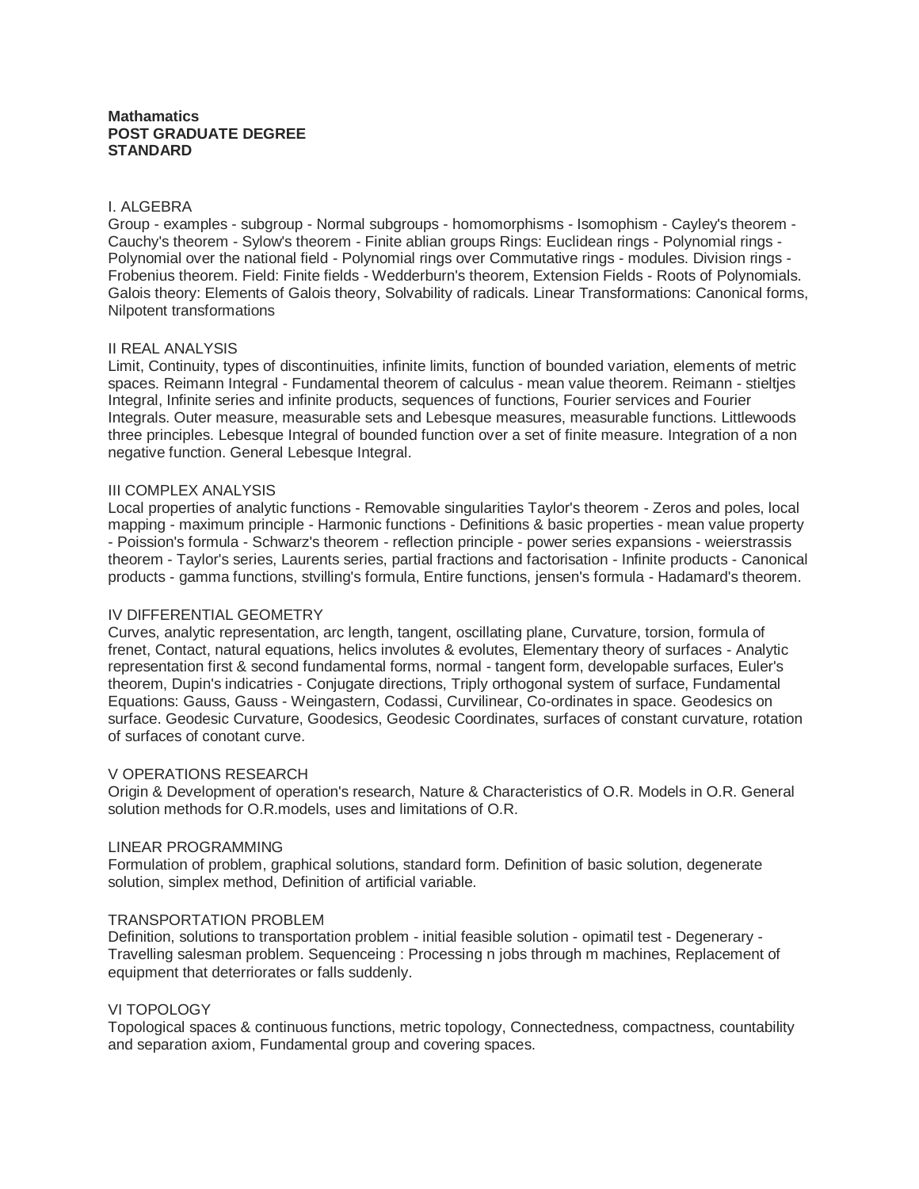**Mathamatics**
**POST GRADUATE DEGREE**
**STANDARD**

## I. ALGEBRA

Group - examples - subgroup - Normal subgroups - homomorphisms - Isomophism - Cayley's theorem - Cauchy's theorem - Sylow's theorem - Finite ablian groups Rings: Euclidean rings - Polynomial rings - Polynomial over the national field - Polynomial rings over Commutative rings - modules. Division rings - Frobenius theorem. Field: Finite fields - Wedderburn's theorem, Extension Fields - Roots of Polynomials. Galois theory: Elements of Galois theory, Solvability of radicals. Linear Transformations: Canonical forms, Nilpotent transformations

## II REAL ANALYSIS

Limit, Continuity, types of discontinuities, infinite limits, function of bounded variation, elements of metric spaces. Reimann Integral - Fundamental theorem of calculus - mean value theorem. Reimann - stieltjes Integral, Infinite series and infinite products, sequences of functions, Fourier services and Fourier Integrals. Outer measure, measurable sets and Lebesque measures, measurable functions. Littlewoods three principles. Lebesque Integral of bounded function over a set of finite measure. Integration of a non negative function. General Lebesque Integral.

## III COMPLEX ANALYSIS

Local properties of analytic functions - Removable singularities Taylor's theorem - Zeros and poles, local mapping - maximum principle - Harmonic functions - Definitions & basic properties - mean value property - Poission's formula - Schwarz's theorem - reflection principle - power series expansions - weierstrassis theorem - Taylor's series, Laurents series, partial fractions and factorisation - Infinite products - Canonical products - gamma functions, stvilling's formula, Entire functions, jensen's formula - Hadamard's theorem.

## IV DIFFERENTIAL GEOMETRY

Curves, analytic representation, arc length, tangent, oscillating plane, Curvature, torsion, formula of frenet, Contact, natural equations, helics involutes & evolutes, Elementary theory of surfaces - Analytic representation first & second fundamental forms, normal - tangent form, developable surfaces, Euler's theorem, Dupin's indicatries - Conjugate directions, Triply orthogonal system of surface, Fundamental Equations: Gauss, Gauss - Weingastern, Codassi, Curvilinear, Co-ordinates in space. Geodesics on surface. Geodesic Curvature, Goodesics, Geodesic Coordinates, surfaces of constant curvature, rotation of surfaces of conotant curve.

## V OPERATIONS RESEARCH

Origin & Development of operation's research, Nature & Characteristics of O.R. Models in O.R. General solution methods for O.R.models, uses and limitations of O.R.

### LINEAR PROGRAMMING

Formulation of problem, graphical solutions, standard form. Definition of basic solution, degenerate solution, simplex method, Definition of artificial variable.

### TRANSPORTATION PROBLEM

Definition, solutions to transportation problem - initial feasible solution - opimatil test - Degenerary - Travelling salesman problem. Sequenceing : Processing n jobs through m machines, Replacement of equipment that deterriorates or falls suddenly.

## VI TOPOLOGY

Topological spaces & continuous functions, metric topology, Connectedness, compactness, countability and separation axiom, Fundamental group and covering spaces.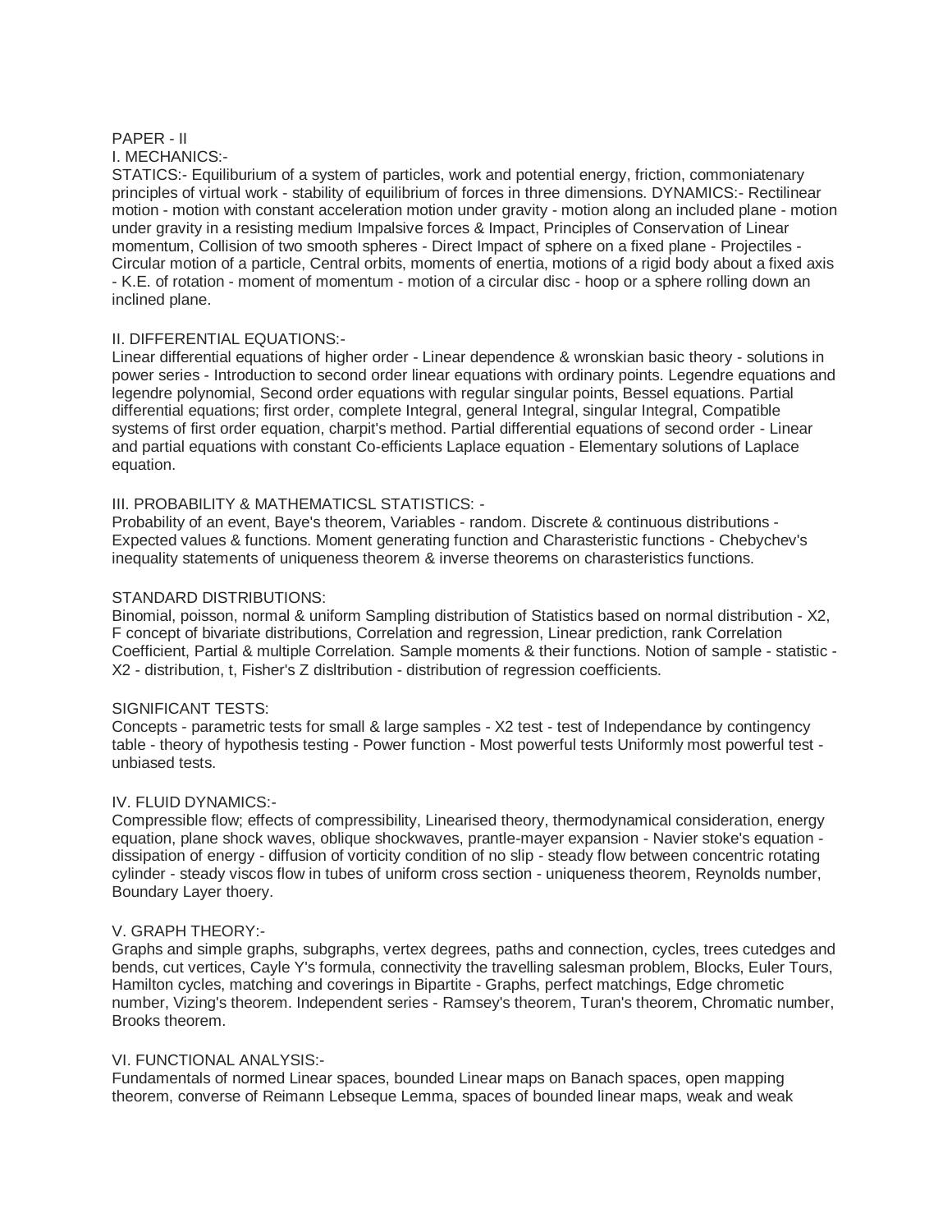PAPER - II

I. MECHANICS:-

STATICS:- Equiliburium of a system of particles, work and potential energy, friction, commoniatenary principles of virtual work - stability of equilibrium of forces in three dimensions. DYNAMICS:- Rectilinear motion - motion with constant acceleration motion under gravity - motion along an included plane - motion under gravity in a resisting medium Impalsive forces & Impact, Principles of Conservation of Linear momentum, Collision of two smooth spheres - Direct Impact of sphere on a fixed plane - Projectiles - Circular motion of a particle, Central orbits, moments of enertia, motions of a rigid body about a fixed axis - K.E. of rotation - moment of momentum - motion of a circular disc - hoop or a sphere rolling down an inclined plane.

II. DIFFERENTIAL EQUATIONS:-

Linear differential equations of higher order - Linear dependence & wronskian basic theory - solutions in power series - Introduction to second order linear equations with ordinary points. Legendre equations and legendre polynomial, Second order equations with regular singular points, Bessel equations. Partial differential equations; first order, complete Integral, general Integral, singular Integral, Compatible systems of first order equation, charpit's method. Partial differential equations of second order - Linear and partial equations with constant Co-efficients Laplace equation - Elementary solutions of Laplace equation.

III. PROBABILITY & MATHEMATICSL STATISTICS: -

Probability of an event, Baye's theorem, Variables - random. Discrete & continuous distributions - Expected values & functions. Moment generating function and Charasteristic functions - Chebychev's inequality statements of uniqueness theorem & inverse theorems on charasteristics functions.

STANDARD DISTRIBUTIONS:

Binomial, poisson, normal & uniform Sampling distribution of Statistics based on normal distribution - X2, F concept of bivariate distributions, Correlation and regression, Linear prediction, rank Correlation Coefficient, Partial & multiple Correlation. Sample moments & their functions. Notion of sample - statistic - X2 - distribution, t, Fisher's Z disltribution - distribution of regression coefficients.

SIGNIFICANT TESTS:

Concepts - parametric tests for small & large samples - X2 test - test of Independance by contingency table - theory of hypothesis testing - Power function - Most powerful tests Uniformly most powerful test - unbiased tests.

IV. FLUID DYNAMICS:-

Compressible flow; effects of compressibility, Linearised theory, thermodynamical consideration, energy equation, plane shock waves, oblique shockwaves, prantle-mayer expansion - Navier stoke's equation - dissipation of energy - diffusion of vorticity condition of no slip - steady flow between concentric rotating cylinder - steady viscos flow in tubes of uniform cross section - uniqueness theorem, Reynolds number, Boundary Layer thoery.

V. GRAPH THEORY:-

Graphs and simple graphs, subgraphs, vertex degrees, paths and connection, cycles, trees cutedges and bends, cut vertices, Cayle Y's formula, connectivity the travelling salesman problem, Blocks, Euler Tours, Hamilton cycles, matching and coverings in Bipartite - Graphs, perfect matchings, Edge chrometic number, Vizing's theorem. Independent series - Ramsey's theorem, Turan's theorem, Chromatic number, Brooks theorem.

VI. FUNCTIONAL ANALYSIS:-

Fundamentals of normed Linear spaces, bounded Linear maps on Banach spaces, open mapping theorem, converse of Reimann Lebseque Lemma, spaces of bounded linear maps, weak and weak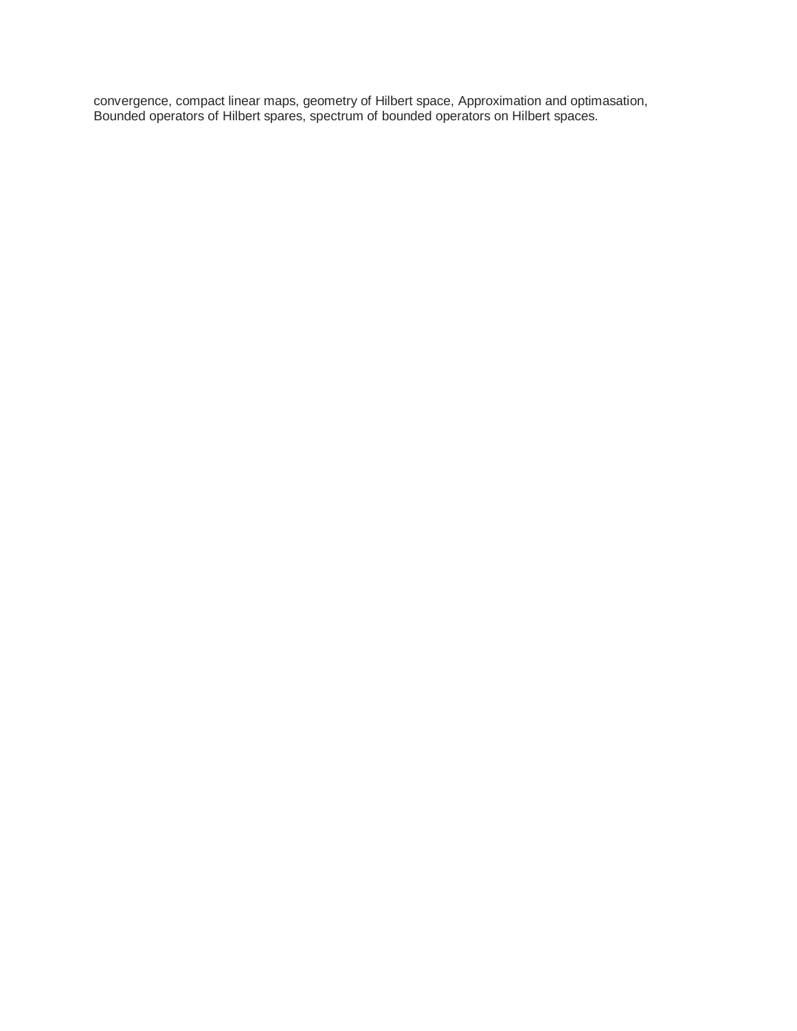convergence, compact linear maps, geometry of Hilbert space, Approximation and optimasation, Bounded operators of Hilbert spares, spectrum of bounded operators on Hilbert spaces.